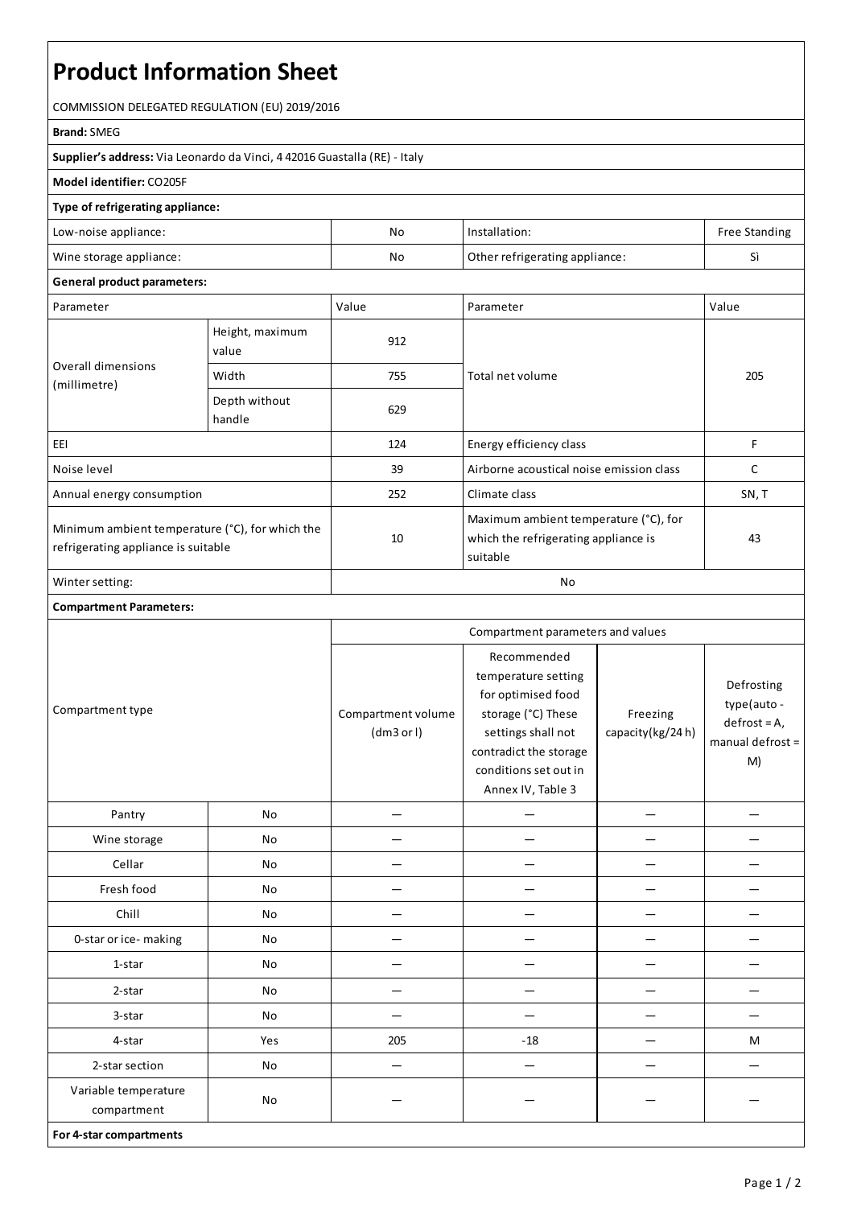# Product Information Sheet

COMMISSION DELEGATED REGULATION (EU) 2019/2016

**Brand:** SMEG

**Supplier's address:** Via Leonardo da Vinci, 4 42016 Guastalla (RE) - Italy

**Model identifier:** CO205F

**Type of refrigerating appliance:**

| | | | |
|---|---|---|---|
| Low-noise appliance: | No | Installation: | Free Standing |
| Wine storage appliance: | No | Other refrigerating appliance: | Sì |

**General product parameters:**

| Parameter | | Value | Parameter | Value |
|---|---|---|---|---|
| Overall dimensions (millimetre) | Height, maximum value | 912 | Total net volume | 205 |
| | Width | 755 | | |
| | Depth without handle | 629 | | |
| EEI | | 124 | Energy efficiency class | F |
| Noise level | | 39 | Airborne acoustical noise emission class | C |
| Annual energy consumption | | 252 | Climate class | SN, T |
| Minimum ambient temperature (°C), for which the refrigerating appliance is suitable | | 10 | Maximum ambient temperature (°C), for which the refrigerating appliance is suitable | 43 |
| Winter setting: | | No | | |

**Compartment Parameters:**

| Compartment type | | Compartment parameters and values | | | |
|---|---|---|---|---|---|
| | | Compartment volume (dm3 or l) | Recommended temperature setting for optimised food storage (°C) These settings shall not contradict the storage conditions set out in Annex IV, Table 3 | Freezing capacity(kg/24 h) | Defrosting type(auto - defrost = A, manual defrost = M) |
| Pantry | No | — | — | — | — |
| Wine storage | No | — | — | — | — |
| Cellar | No | — | — | — | — |
| Fresh food | No | — | — | — | — |
| Chill | No | — | — | — | — |
| 0-star or ice- making | No | — | — | — | — |
| 1-star | No | — | — | — | — |
| 2-star | No | — | — | — | — |
| 3-star | No | — | — | — | — |
| 4-star | Yes | 205 | -18 | — | M |
| 2-star section | No | — | — | — | — |
| Variable temperature compartment | No | — | — | — | — |

**For 4-star compartments**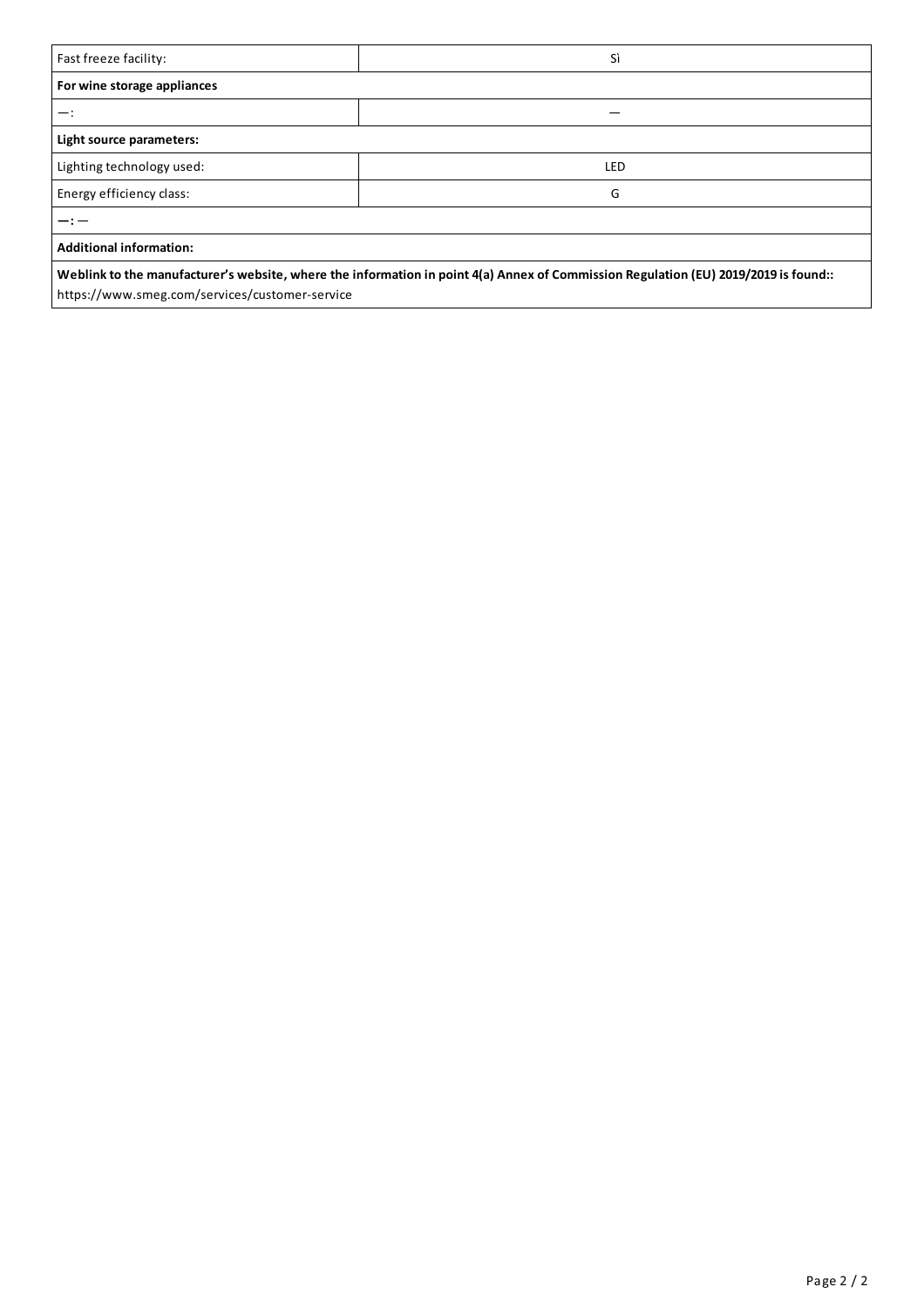| | |
|---|---|
| Fast freeze facility: | Sì |
| **For wine storage appliances** | |
| —: | — |
| **Light source parameters:** | |
| Lighting technology used: | LED |
| Energy efficiency class: | G |
| —: — | |
| **Additional information:** | |
| **Weblink to the manufacturer's website, where the information in point 4(a) Annex of Commission Regulation (EU) 2019/2019 is found::** https://www.smeg.com/services/customer-service | |